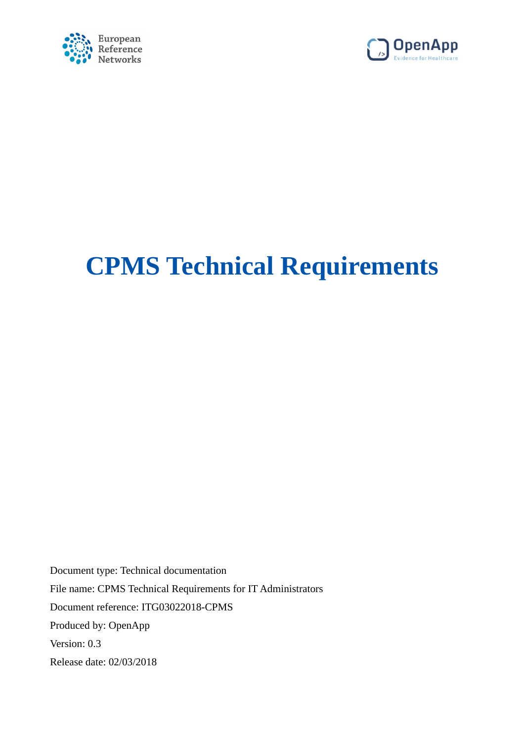# CPMS Technical Requirements

Document type: Technical documentation

File name: CPMS Technical Requirements for IT Administrators

Document reference: ITG03022018-CPMS

Produced by: OpenApp

Version: 0.3

Release date: 02/03/2018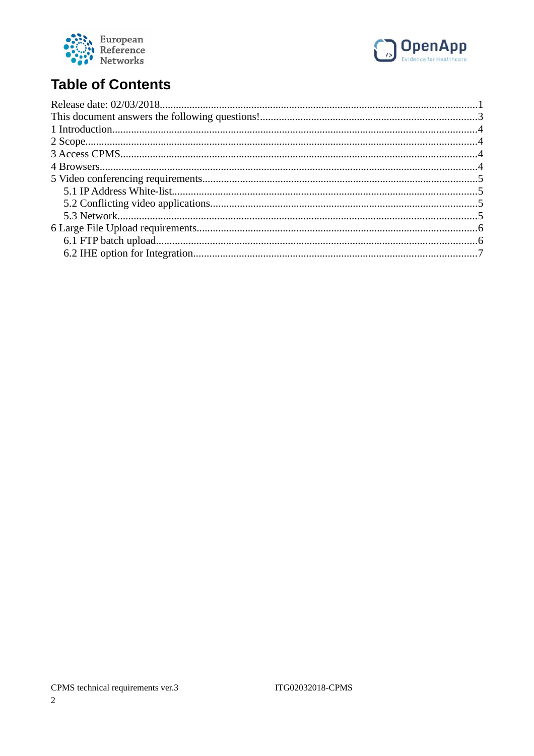# Table of Contents

Release date: 02/03/2018....................................................................................................................1
This document answers the following questions!...............................................................................3
1 Introduction......................................................................................................................................4
2 Scope................................................................................................................................................4
3 Access CPMS...................................................................................................................................4
4 Browsers...........................................................................................................................................4
5 Video conferencing requirements.....................................................................................................5
  5.1 IP Address White-list..................................................................................................................5
  5.2 Conflicting video applications.....................................................................................................5
  5.3 Network........................................................................................................................................5
6 Large File Upload requirements........................................................................................................6
  6.1 FTP batch upload..........................................................................................................................6
  6.2 IHE option for Integration.............................................................................................................7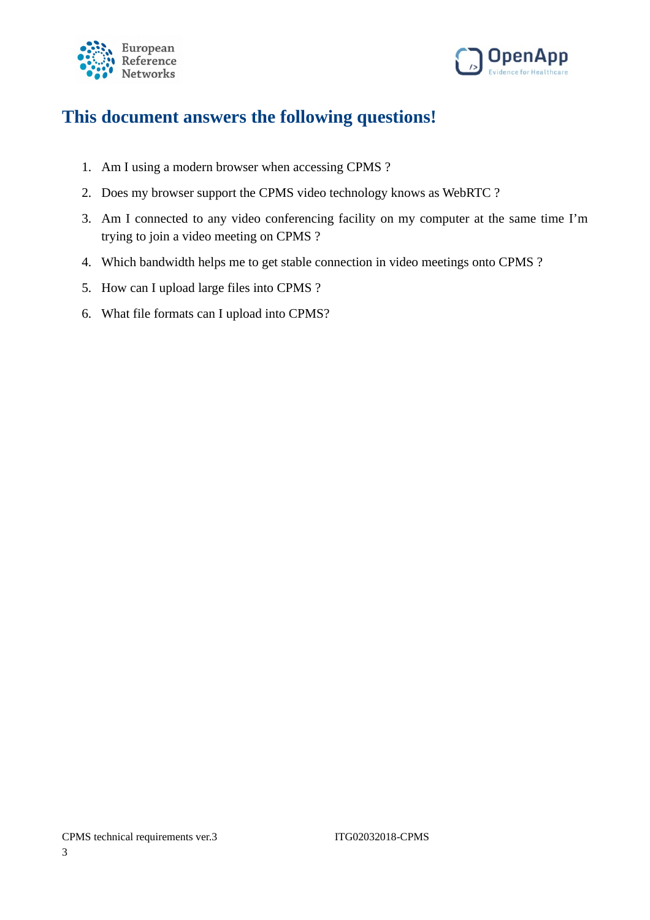# This document answers the following questions!

1. Am I using a modern browser when accessing CPMS ?
2. Does my browser support the CPMS video technology knows as WebRTC ?
3. Am I connected to any video conferencing facility on my computer at the same time I'm trying to join a video meeting on CPMS ?
4. Which bandwidth helps me to get stable connection in video meetings onto CPMS ?
5. How can I upload large files into CPMS ?
6. What file formats can I upload into CPMS?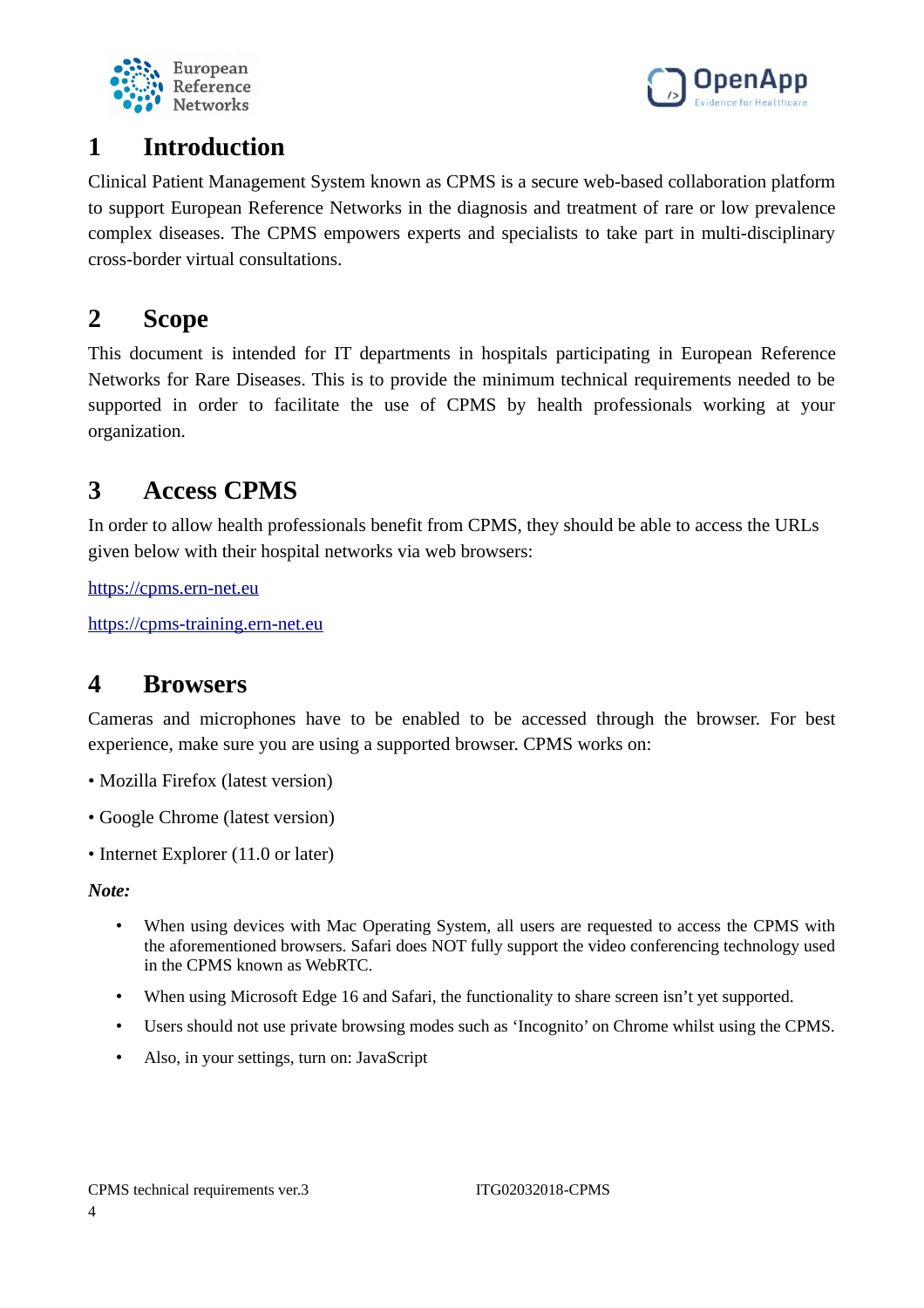# 1 Introduction

Clinical Patient Management System known as CPMS is a secure web-based collaboration platform to support European Reference Networks in the diagnosis and treatment of rare or low prevalence complex diseases. The CPMS empowers experts and specialists to take part in multi-disciplinary cross-border virtual consultations.

# 2 Scope

This document is intended for IT departments in hospitals participating in European Reference Networks for Rare Diseases. This is to provide the minimum technical requirements needed to be supported in order to facilitate the use of CPMS by health professionals working at your organization.

# 3 Access CPMS

In order to allow health professionals benefit from CPMS, they should be able to access the URLs given below with their hospital networks via web browsers:

https://cpms.ern-net.eu

https://cpms-training.ern-net.eu

# 4 Browsers

Cameras and microphones have to be enabled to be accessed through the browser. For best experience, make sure you are using a supported browser. CPMS works on:

• Mozilla Firefox (latest version)

• Google Chrome (latest version)

• Internet Explorer (11.0 or later)

***Note:***

- When using devices with Mac Operating System, all users are requested to access the CPMS with the aforementioned browsers. Safari does NOT fully support the video conferencing technology used in the CPMS known as WebRTC.
- When using Microsoft Edge 16 and Safari, the functionality to share screen isn't yet supported.
- Users should not use private browsing modes such as 'Incognito' on Chrome whilst using the CPMS.
- Also, in your settings, turn on: JavaScript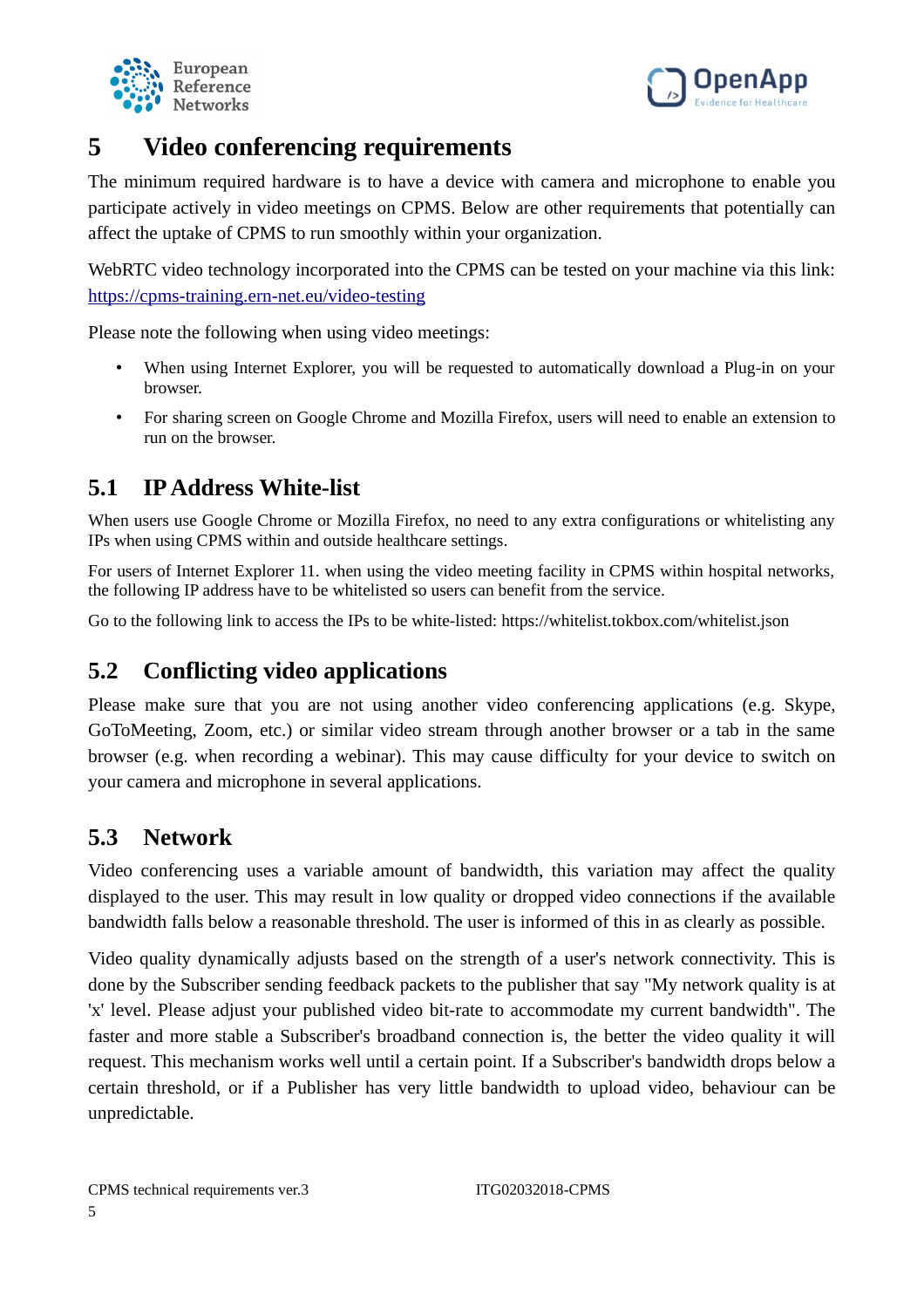# 5 Video conferencing requirements

The minimum required hardware is to have a device with camera and microphone to enable you participate actively in video meetings on CPMS. Below are other requirements that potentially can affect the uptake of CPMS to run smoothly within your organization.

WebRTC video technology incorporated into the CPMS can be tested on your machine via this link: [https://cpms-training.ern-net.eu/video-testing](https://cpms-training.ern-net.eu/video-testing)

Please note the following when using video meetings:

- When using Internet Explorer, you will be requested to automatically download a Plug-in on your browser.
- For sharing screen on Google Chrome and Mozilla Firefox, users will need to enable an extension to run on the browser.

## 5.1 IP Address White-list

When users use Google Chrome or Mozilla Firefox, no need to any extra configurations or whitelisting any IPs when using CPMS within and outside healthcare settings.

For users of Internet Explorer 11. when using the video meeting facility in CPMS within hospital networks, the following IP address have to be whitelisted so users can benefit from the service.

Go to the following link to access the IPs to be white-listed: https://whitelist.tokbox.com/whitelist.json

## 5.2 Conflicting video applications

Please make sure that you are not using another video conferencing applications (e.g. Skype, GoToMeeting, Zoom, etc.) or similar video stream through another browser or a tab in the same browser (e.g. when recording a webinar). This may cause difficulty for your device to switch on your camera and microphone in several applications.

## 5.3 Network

Video conferencing uses a variable amount of bandwidth, this variation may affect the quality displayed to the user. This may result in low quality or dropped video connections if the available bandwidth falls below a reasonable threshold. The user is informed of this in as clearly as possible.

Video quality dynamically adjusts based on the strength of a user's network connectivity. This is done by the Subscriber sending feedback packets to the publisher that say "My network quality is at 'x' level. Please adjust your published video bit-rate to accommodate my current bandwidth". The faster and more stable a Subscriber's broadband connection is, the better the video quality it will request. This mechanism works well until a certain point. If a Subscriber's bandwidth drops below a certain threshold, or if a Publisher has very little bandwidth to upload video, behaviour can be unpredictable.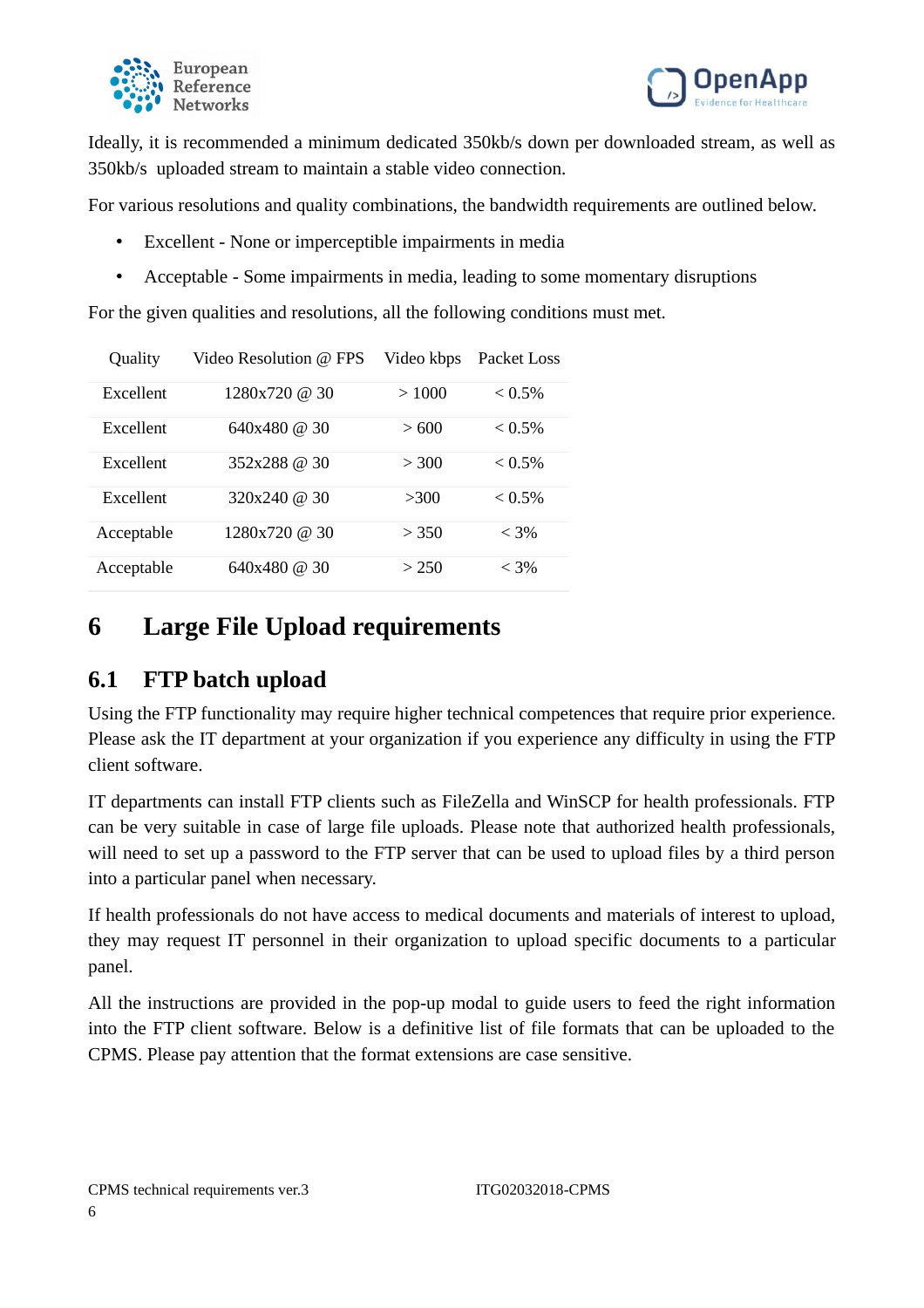Ideally, it is recommended a minimum dedicated 350kb/s down per downloaded stream, as well as 350kb/s uploaded stream to maintain a stable video connection.

For various resolutions and quality combinations, the bandwidth requirements are outlined below.

- Excellent - None or imperceptible impairments in media
- Acceptable - Some impairments in media, leading to some momentary disruptions

For the given qualities and resolutions, all the following conditions must met.

| Quality | Video Resolution @ FPS | Video kbps | Packet Loss |
|---|---|---|---|
| Excellent | 1280x720 @ 30 | > 1000 | < 0.5% |
| Excellent | 640x480 @ 30 | > 600 | < 0.5% |
| Excellent | 352x288 @ 30 | > 300 | < 0.5% |
| Excellent | 320x240 @ 30 | >300 | < 0.5% |
| Acceptable | 1280x720 @ 30 | > 350 | < 3% |
| Acceptable | 640x480 @ 30 | > 250 | < 3% |

# 6 Large File Upload requirements

## 6.1 FTP batch upload

Using the FTP functionality may require higher technical competences that require prior experience. Please ask the IT department at your organization if you experience any difficulty in using the FTP client software.

IT departments can install FTP clients such as FileZella and WinSCP for health professionals. FTP can be very suitable in case of large file uploads. Please note that authorized health professionals, will need to set up a password to the FTP server that can be used to upload files by a third person into a particular panel when necessary.

If health professionals do not have access to medical documents and materials of interest to upload, they may request IT personnel in their organization to upload specific documents to a particular panel.

All the instructions are provided in the pop-up modal to guide users to feed the right information into the FTP client software. Below is a definitive list of file formats that can be uploaded to the CPMS. Please pay attention that the format extensions are case sensitive.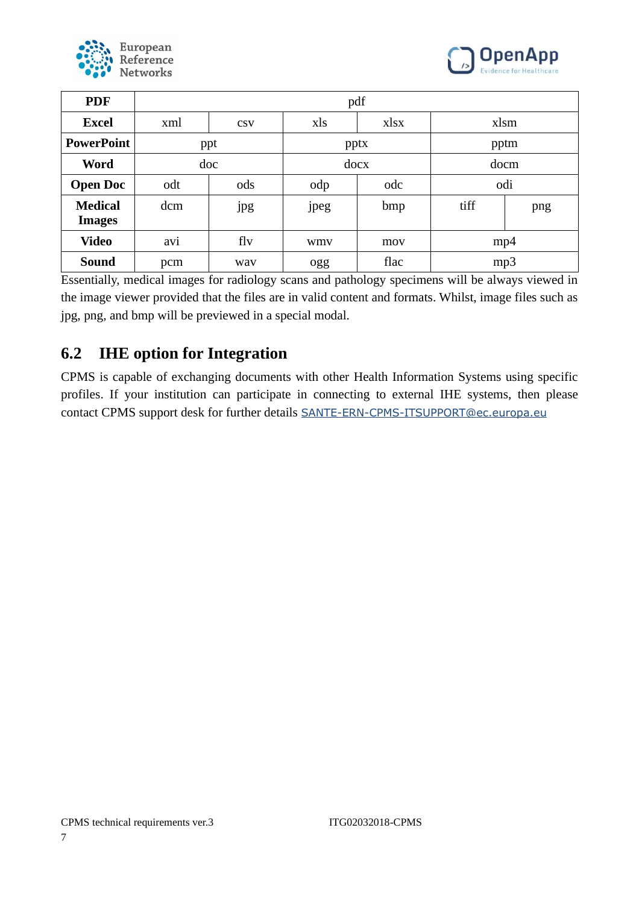| | | | | | | |
|---|---|---|---|---|---|---|
| **PDF** | pdf | | | | | |
| **Excel** | xml | csv | xls | xlsx | xlsm | |
| **PowerPoint** | ppt | | pptx | | pptm | |
| **Word** | doc | | docx | | docm | |
| **Open Doc** | odt | ods | odp | odc | odi | |
| **Medical Images** | dcm | jpg | jpeg | bmp | tiff | png |
| **Video** | avi | flv | wmv | mov | mp4 | |
| **Sound** | pcm | wav | ogg | flac | mp3 | |

Essentially, medical images for radiology scans and pathology specimens will be always viewed in the image viewer provided that the files are in valid content and formats. Whilst, image files such as jpg, png, and bmp will be previewed in a special modal.

## 6.2 IHE option for Integration

CPMS is capable of exchanging documents with other Health Information Systems using specific profiles. If your institution can participate in connecting to external IHE systems, then please contact CPMS support desk for further details SANTE-ERN-CPMS-ITSUPPORT@ec.europa.eu